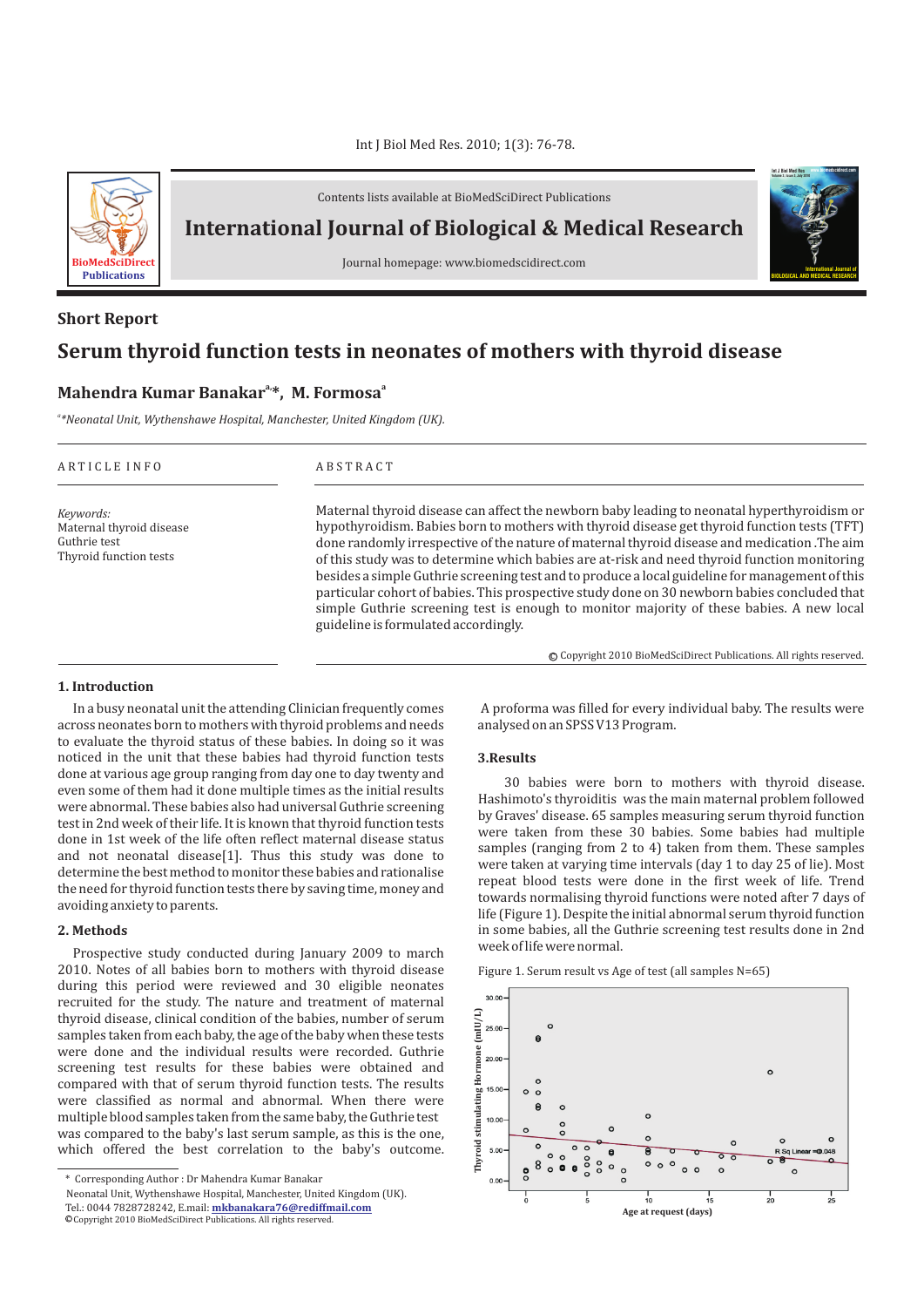Contents lists available at BioMedSciDirect Publications

# International Journal of Biological & Medical Research

Journal homepage: www.biomedscidirect.com

**Short Report**

## Serum thyroid function tests in neonates of mothers with thyroid disease

**Mahendra Kumar Banakar[a,*], M. Formosa[a]**

*[a]*Neonatal Unit, Wythenshawe Hospital, Manchester, United Kingdom (UK).*

A R T I C L E I N F O

*Keywords:*
Maternal thyroid disease
Guthrie test
Thyroid function tests

A B S T R A C T

Maternal thyroid disease can affect the newborn baby leading to neonatal hyperthyroidism or hypothyroidism. Babies born to mothers with thyroid disease get thyroid function tests (TFT) done randomly irrespective of the nature of maternal thyroid disease and medication .The aim of this study was to determine which babies are at-risk and need thyroid function monitoring besides a simple Guthrie screening test and to produce a local guideline for management of this particular cohort of babies. This prospective study done on 30 newborn babies concluded that simple Guthrie screening test is enough to monitor majority of these babies. A new local guideline is formulated accordingly.

© Copyright 2010 BioMedSciDirect Publications. All rights reserved.

### 1. Introduction

In a busy neonatal unit the attending Clinician frequently comes across neonates born to mothers with thyroid problems and needs to evaluate the thyroid status of these babies. In doing so it was noticed in the unit that these babies had thyroid function tests done at various age group ranging from day one to day twenty and even some of them had it done multiple times as the initial results were abnormal. These babies also had universal Guthrie screening test in 2nd week of their life. It is known that thyroid function tests done in 1st week of the life often reflect maternal disease status and not neonatal disease[1]. Thus this study was done to determine the best method to monitor these babies and rationalise the need for thyroid function tests there by saving time, money and avoiding anxiety to parents.

### 2. Methods

Prospective study conducted during January 2009 to march 2010. Notes of all babies born to mothers with thyroid disease during this period were reviewed and 30 eligible neonates recruited for the study. The nature and treatment of maternal thyroid disease, clinical condition of the babies, number of serum samples taken from each baby, the age of the baby when these tests were done and the individual results were recorded. Guthrie screening test results for these babies were obtained and compared with that of serum thyroid function tests. The results were classified as normal and abnormal. When there were multiple blood samples taken from the same baby, the Guthrie test was compared to the baby's last serum sample, as this is the one, which offered the best correlation to the baby's outcome. A proforma was filled for every individual baby. The results were analysed on an SPSS V13 Program.

### 3.Results

30 babies were born to mothers with thyroid disease. Hashimoto's thyroiditis was the main maternal problem followed by Graves' disease. 65 samples measuring serum thyroid function were taken from these 30 babies. Some babies had multiple samples (ranging from 2 to 4) taken from them. These samples were taken at varying time intervals (day 1 to day 25 of life). Most repeat blood tests were done in the first week of life. Trend towards normalising thyroid functions were noted after 7 days of life (Figure 1). Despite the initial abnormal serum thyroid function in some babies, all the Guthrie screening test results done in 2nd week of life were normal.

Figure 1. Serum result vs Age of test (all samples N=65)

\* Corresponding Author : Dr Mahendra Kumar Banakar
Neonatal Unit, Wythenshawe Hospital, Manchester, United Kingdom (UK).
Tel.: 0044 7828728242, E.mail: mkbanakara76@rediffmail.com
©Copyright 2010 BioMedSciDirect Publications. All rights reserved.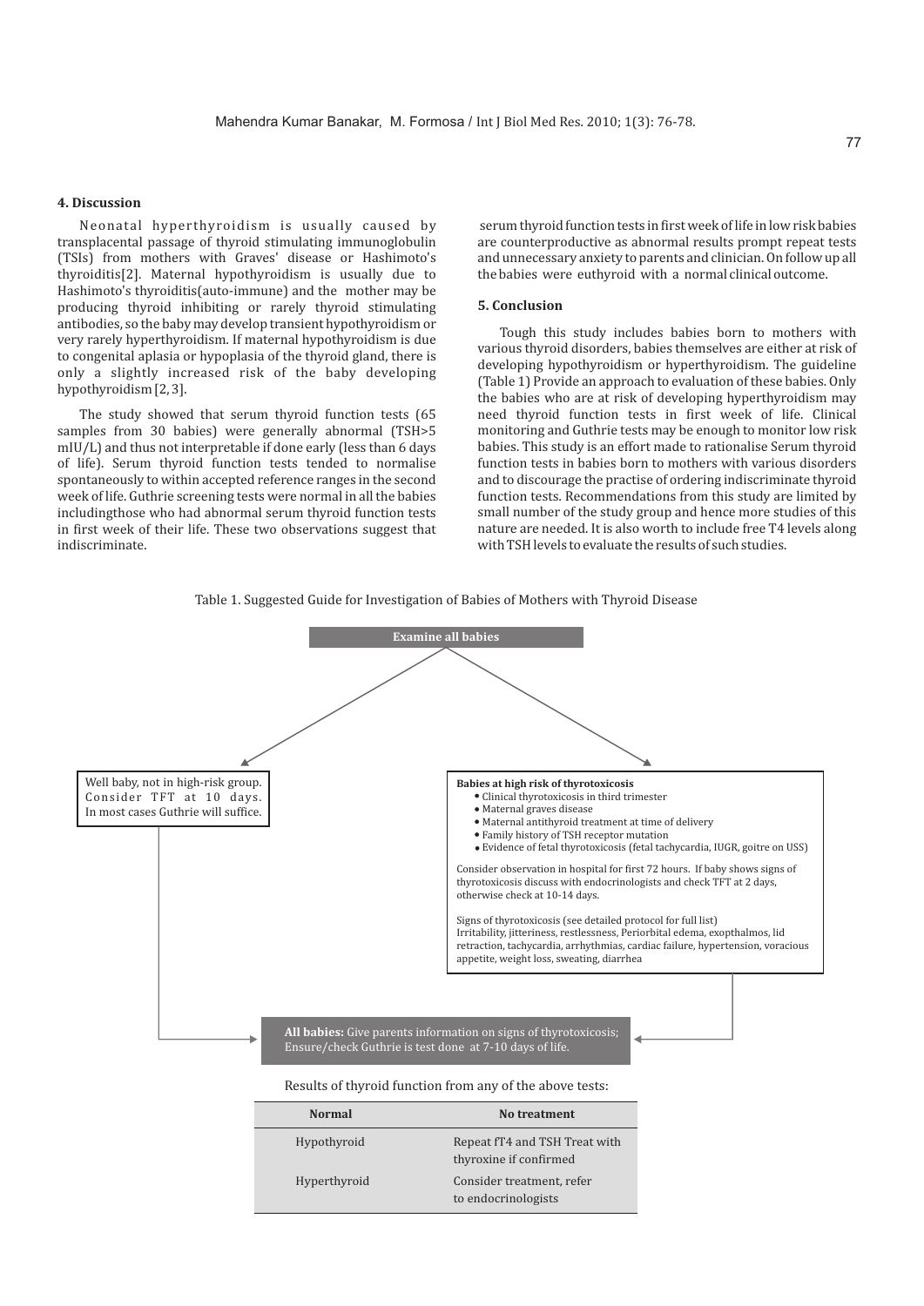## 4. Discussion

Neonatal hyperthyroidism is usually caused by transplacental passage of thyroid stimulating immunoglobulin (TSIs) from mothers with Graves' disease or Hashimoto's thyroiditis[2]. Maternal hypothyroidism is usually due to Hashimoto's thyroiditis(auto-immune) and the mother may be producing thyroid inhibiting or rarely thyroid stimulating antibodies, so the baby may develop transient hypothyroidism or very rarely hyperthyroidism. If maternal hypothyroidism is due to congenital aplasia or hypoplasia of the thyroid gland, there is only a slightly increased risk of the baby developing hypothyroidism [2, 3].

The study showed that serum thyroid function tests (65 samples from 30 babies) were generally abnormal (TSH>5 mIU/L) and thus not interpretable if done early (less than 6 days of life). Serum thyroid function tests tended to normalise spontaneously to within accepted reference ranges in the second week of life. Guthrie screening tests were normal in all the babies includingthose who had abnormal serum thyroid function tests in first week of their life. These two observations suggest that indiscriminate. serum thyroid function tests in first week of life in low risk babies are counterproductive as abnormal results prompt repeat tests and unnecessary anxiety to parents and clinician. On follow up all the babies were euthyroid with a normal clinical outcome.

## 5. Conclusion

Tough this study includes babies born to mothers with various thyroid disorders, babies themselves are either at risk of developing hypothyroidism or hyperthyroidism. The guideline (Table 1) Provide an approach to evaluation of these babies. Only the babies who are at risk of developing hyperthyroidism may need thyroid function tests in first week of life. Clinical monitoring and Guthrie tests may be enough to monitor low risk babies. This study is an effort made to rationalise Serum thyroid function tests in babies born to mothers with various disorders and to discourage the practise of ordering indiscriminate thyroid function tests. Recommendations from this study are limited by small number of the study group and hence more studies of this nature are needed. It is also worth to include free T4 levels along with TSH levels to evaluate the results of such studies.

Table 1. Suggested Guide for Investigation of Babies of Mothers with Thyroid Disease

**Examine all babies**

Well baby, not in high-risk group. Consider TFT at 10 days. In most cases Guthrie will suffice.

**Babies at high risk of thyrotoxicosis**

- Clinical thyrotoxicosis in third trimester
- Maternal graves disease
- Maternal antithyroid treatment at time of delivery
- Family history of TSH receptor mutation
- Evidence of fetal thyrotoxicosis (fetal tachycardia, IUGR, goitre on USS)

Consider observation in hospital for first 72 hours. If baby shows signs of thyrotoxicosis discuss with endocrinologists and check TFT at 2 days, otherwise check at 10-14 days.

Signs of thyrotoxicosis (see detailed protocol for full list)
Irritability, jitteriness, restlessness, Periorbital edema, exopthalmos, lid retraction, tachycardia, arrhythmias, cardiac failure, hypertension, voracious appetite, weight loss, sweating, diarrhea

**All babies:** Give parents information on signs of thyrotoxicosis; Ensure/check Guthrie is test done at 7-10 days of life.

Results of thyroid function from any of the above tests:

| Normal | No treatment |
|---|---|
| Hypothyroid | Repeat fT4 and TSH Treat with thyroxine if confirmed |
| Hyperthyroid | Consider treatment, refer to endocrinologists |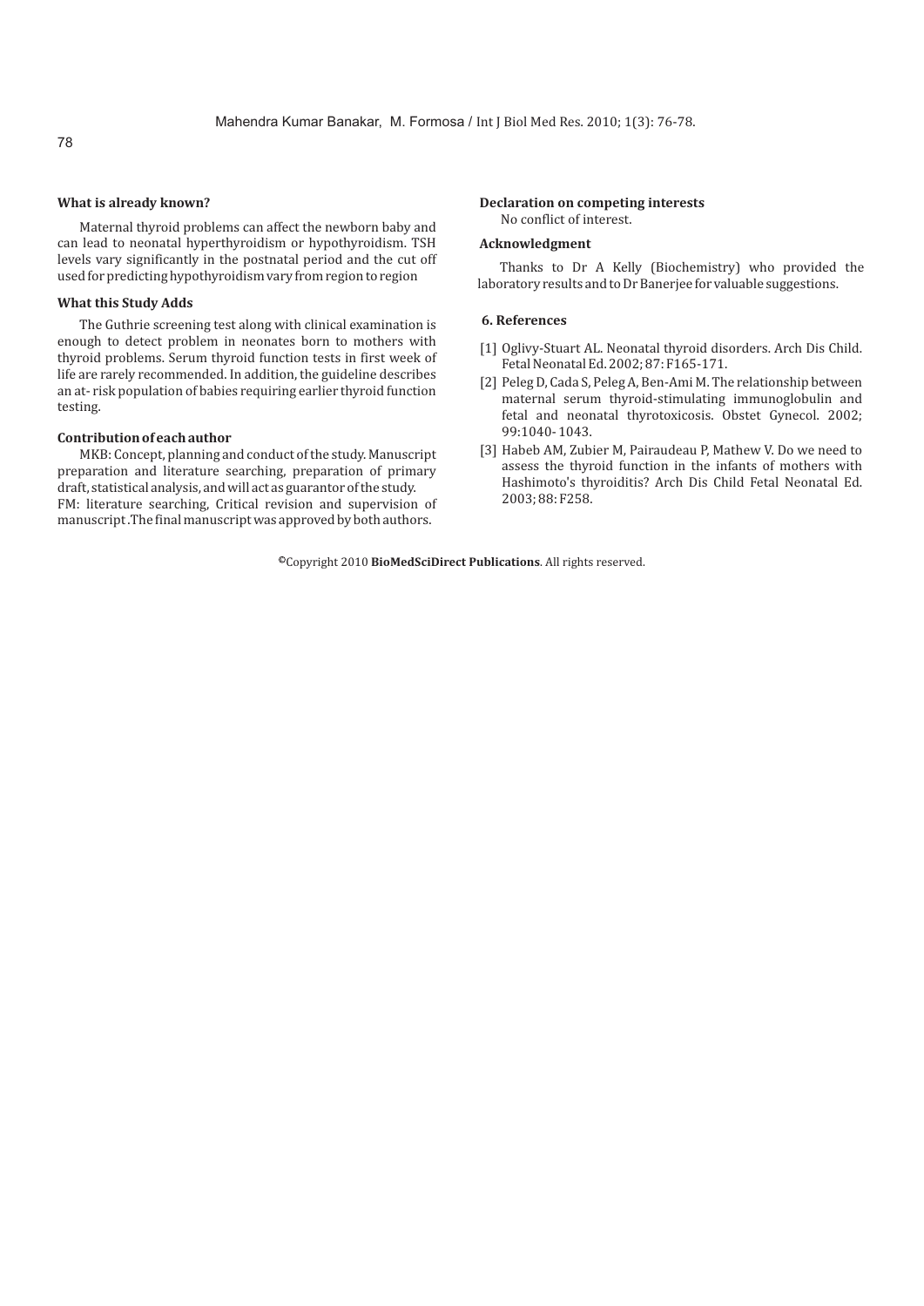### What is already known?

Maternal thyroid problems can affect the newborn baby and can lead to neonatal hyperthyroidism or hypothyroidism. TSH levels vary significantly in the postnatal period and the cut off used for predicting hypothyroidism vary from region to region

### What this Study Adds

The Guthrie screening test along with clinical examination is enough to detect problem in neonates born to mothers with thyroid problems. Serum thyroid function tests in first week of life are rarely recommended. In addition, the guideline describes an at- risk population of babies requiring earlier thyroid function testing.

### Contribution of each author

MKB: Concept, planning and conduct of the study. Manuscript preparation and literature searching, preparation of primary draft, statistical analysis, and will act as guarantor of the study.
FM: literature searching, Critical revision and supervision of manuscript .The final manuscript was approved by both authors.

### Declaration on competing interests

No conflict of interest.

### Acknowledgment

Thanks to Dr A Kelly (Biochemistry) who provided the laboratory results and to Dr Banerjee for valuable suggestions.

## 6. References

[1] Oglivy-Stuart AL. Neonatal thyroid disorders. Arch Dis Child. Fetal Neonatal Ed. 2002; 87: F165-171.

[2] Peleg D, Cada S, Peleg A, Ben-Ami M. The relationship between maternal serum thyroid-stimulating immunoglobulin and fetal and neonatal thyrotoxicosis. Obstet Gynecol. 2002; 99:1040- 1043.

[3] Habeb AM, Zubier M, Pairaudeau P, Mathew V. Do we need to assess the thyroid function in the infants of mothers with Hashimoto's thyroiditis? Arch Dis Child Fetal Neonatal Ed. 2003; 88: F258.

©Copyright 2010 **BioMedSciDirect Publications**. All rights reserved.